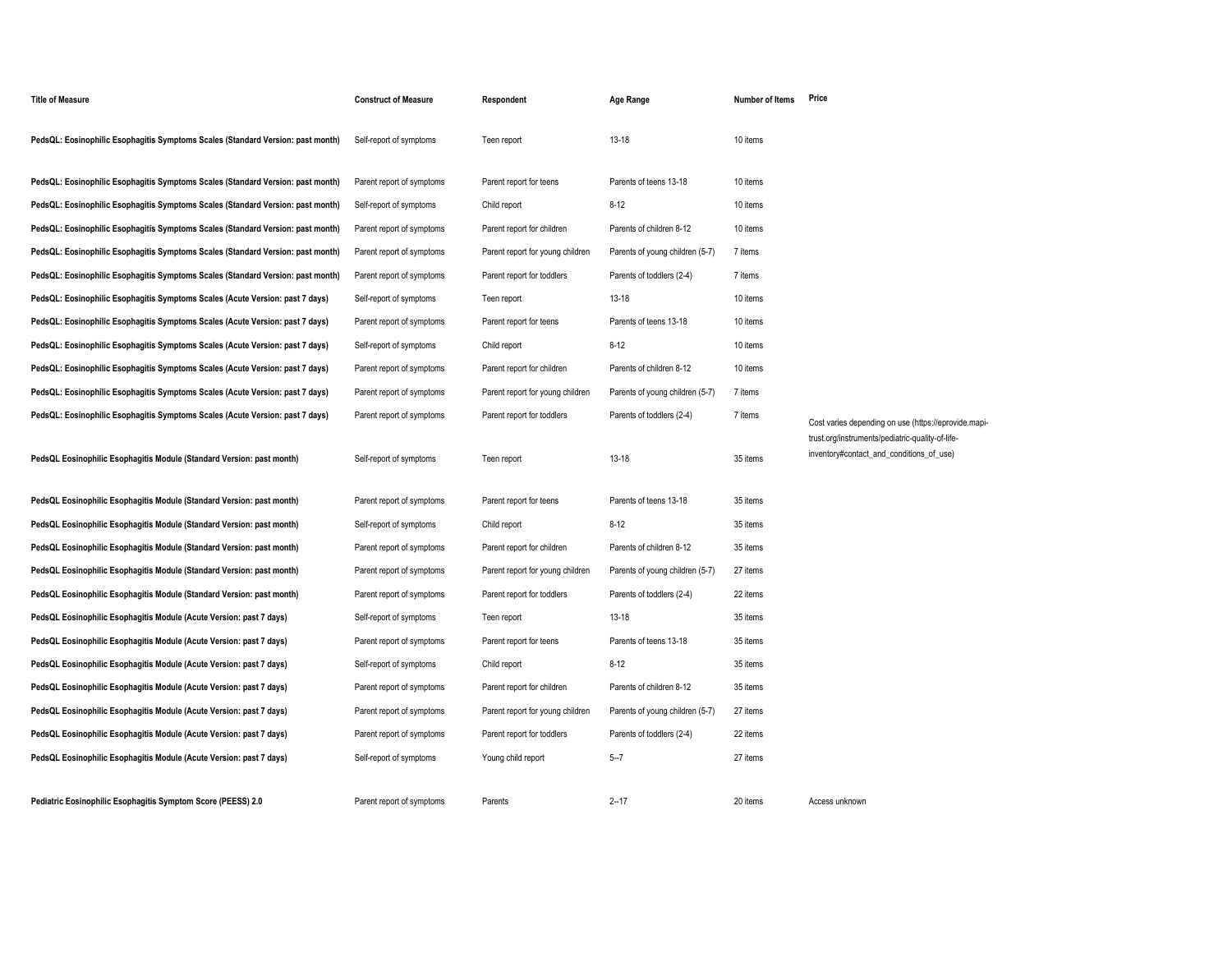| Title of Measure | Construct of Measure | Respondent | Age Range | Number of Items | Price |
|---|---|---|---|---|---|
| **PedsQL: Eosinophilic Esophagitis Symptoms Scales (Standard Version: past month)** | Self-report of symptoms | Teen report | 13-18 | 10 items | |
| **PedsQL: Eosinophilic Esophagitis Symptoms Scales (Standard Version: past month)** | Parent report of symptoms | Parent report for teens | Parents of teens 13-18 | 10 items | |
| **PedsQL: Eosinophilic Esophagitis Symptoms Scales (Standard Version: past month)** | Self-report of symptoms | Child report | 8-12 | 10 items | |
| **PedsQL: Eosinophilic Esophagitis Symptoms Scales (Standard Version: past month)** | Parent report of symptoms | Parent report for children | Parents of children 8-12 | 10 items | |
| **PedsQL: Eosinophilic Esophagitis Symptoms Scales (Standard Version: past month)** | Parent report of symptoms | Parent report for young children | Parents of young children (5-7) | 7 items | |
| **PedsQL: Eosinophilic Esophagitis Symptoms Scales (Standard Version: past month)** | Parent report of symptoms | Parent report for toddlers | Parents of toddlers (2-4) | 7 items | |
| **PedsQL: Eosinophilic Esophagitis Symptoms Scales (Acute Version: past 7 days)** | Self-report of symptoms | Teen report | 13-18 | 10 items | |
| **PedsQL: Eosinophilic Esophagitis Symptoms Scales (Acute Version: past 7 days)** | Parent report of symptoms | Parent report for teens | Parents of teens 13-18 | 10 items | |
| **PedsQL: Eosinophilic Esophagitis Symptoms Scales (Acute Version: past 7 days)** | Self-report of symptoms | Child report | 8-12 | 10 items | |
| **PedsQL: Eosinophilic Esophagitis Symptoms Scales (Acute Version: past 7 days)** | Parent report of symptoms | Parent report for children | Parents of children 8-12 | 10 items | |
| **PedsQL: Eosinophilic Esophagitis Symptoms Scales (Acute Version: past 7 days)** | Parent report of symptoms | Parent report for young children | Parents of young children (5-7) | 7 items | |
| **PedsQL: Eosinophilic Esophagitis Symptoms Scales (Acute Version: past 7 days)** | Parent report of symptoms | Parent report for toddlers | Parents of toddlers (2-4) | 7 items | Cost varies depending on use (https://eprovide.mapi-trust.org/instruments/pediatric-quality-of-life-inventory#contact_and_conditions_of_use) |
| **PedsQL Eosinophilic Esophagitis Module (Standard Version: past month)** | Self-report of symptoms | Teen report | 13-18 | 35 items | |
| **PedsQL Eosinophilic Esophagitis Module (Standard Version: past month)** | Parent report of symptoms | Parent report for teens | Parents of teens 13-18 | 35 items | |
| **PedsQL Eosinophilic Esophagitis Module (Standard Version: past month)** | Self-report of symptoms | Child report | 8-12 | 35 items | |
| **PedsQL Eosinophilic Esophagitis Module (Standard Version: past month)** | Parent report of symptoms | Parent report for children | Parents of children 8-12 | 35 items | |
| **PedsQL Eosinophilic Esophagitis Module (Standard Version: past month)** | Parent report of symptoms | Parent report for young children | Parents of young children (5-7) | 27 items | |
| **PedsQL Eosinophilic Esophagitis Module (Standard Version: past month)** | Parent report of symptoms | Parent report for toddlers | Parents of toddlers (2-4) | 22 items | |
| **PedsQL Eosinophilic Esophagitis Module (Acute Version: past 7 days)** | Self-report of symptoms | Teen report | 13-18 | 35 items | |
| **PedsQL Eosinophilic Esophagitis Module (Acute Version: past 7 days)** | Parent report of symptoms | Parent report for teens | Parents of teens 13-18 | 35 items | |
| **PedsQL Eosinophilic Esophagitis Module (Acute Version: past 7 days)** | Self-report of symptoms | Child report | 8-12 | 35 items | |
| **PedsQL Eosinophilic Esophagitis Module (Acute Version: past 7 days)** | Parent report of symptoms | Parent report for children | Parents of children 8-12 | 35 items | |
| **PedsQL Eosinophilic Esophagitis Module (Acute Version: past 7 days)** | Parent report of symptoms | Parent report for young children | Parents of young children (5-7) | 27 items | |
| **PedsQL Eosinophilic Esophagitis Module (Acute Version: past 7 days)** | Parent report of symptoms | Parent report for toddlers | Parents of toddlers (2-4) | 22 items | |
| **PedsQL Eosinophilic Esophagitis Module (Acute Version: past 7 days)** | Self-report of symptoms | Young child report | 5--7 | 27 items | |
| **Pediatric Eosinophilic Esophagitis Symptom Score (PEESS) 2.0** | Parent report of symptoms | Parents | 2--17 | 20 items | Access unknown |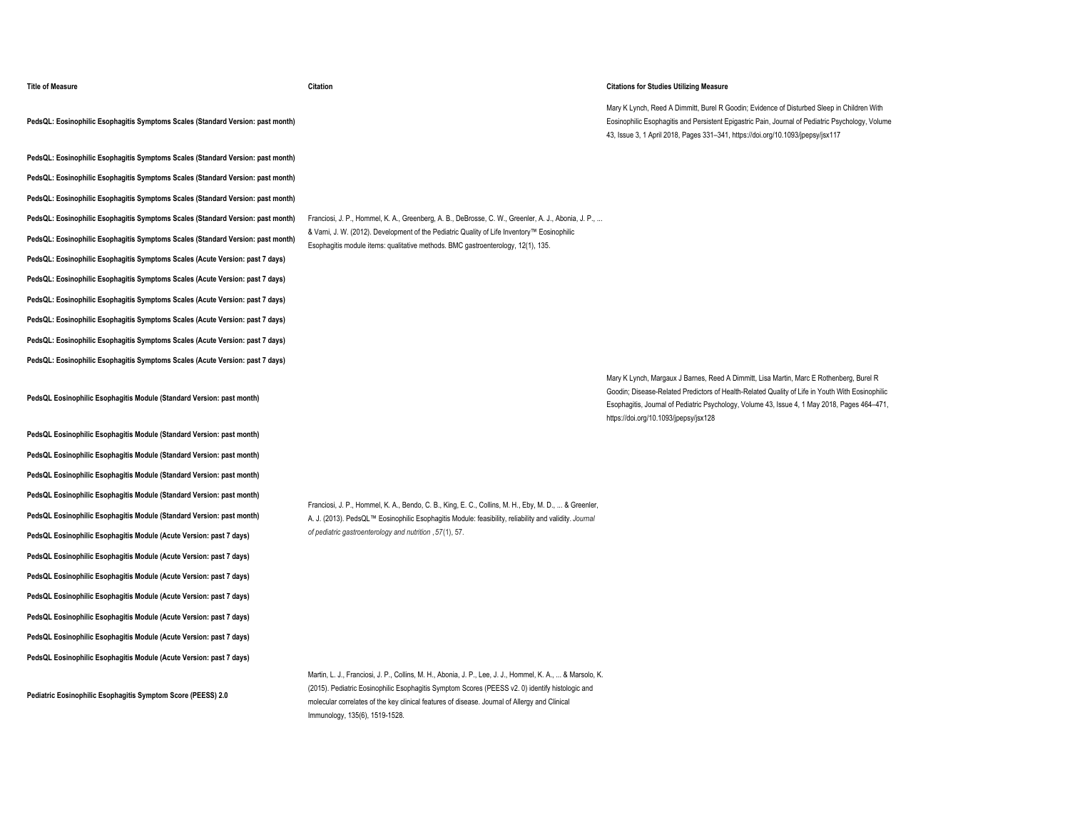| Title of Measure | Citation | Citations for Studies Utilizing Measure |
|---|---|---|
| PedsQL: Eosinophilic Esophagitis Symptoms Scales (Standard Version: past month) | | Mary K Lynch, Reed A Dimmitt, Burel R Goodin; Evidence of Disturbed Sleep in Children With Eosinophilic Esophagitis and Persistent Epigastric Pain, Journal of Pediatric Psychology, Volume 43, Issue 3, 1 April 2018, Pages 331–341, https://doi.org/10.1093/jpepsy/jsx117 |
| PedsQL: Eosinophilic Esophagitis Symptoms Scales (Standard Version: past month) | | |
| PedsQL: Eosinophilic Esophagitis Symptoms Scales (Standard Version: past month) | | |
| PedsQL: Eosinophilic Esophagitis Symptoms Scales (Standard Version: past month) | | |
| PedsQL: Eosinophilic Esophagitis Symptoms Scales (Standard Version: past month) | | |
| PedsQL: Eosinophilic Esophagitis Symptoms Scales (Standard Version: past month) | Franciosi, J. P., Hommel, K. A., Greenberg, A. B., DeBrosse, C. W., Greenler, A. J., Abonia, J. P., ... & Varni, J. W. (2012). Development of the Pediatric Quality of Life Inventory™ Eosinophilic Esophagitis module items: qualitative methods. BMC gastroenterology, 12(1), 135. | |
| PedsQL: Eosinophilic Esophagitis Symptoms Scales (Acute Version: past 7 days) | | |
| PedsQL: Eosinophilic Esophagitis Symptoms Scales (Acute Version: past 7 days) | | |
| PedsQL: Eosinophilic Esophagitis Symptoms Scales (Acute Version: past 7 days) | | |
| PedsQL: Eosinophilic Esophagitis Symptoms Scales (Acute Version: past 7 days) | | |
| PedsQL: Eosinophilic Esophagitis Symptoms Scales (Acute Version: past 7 days) | | |
| PedsQL: Eosinophilic Esophagitis Symptoms Scales (Acute Version: past 7 days) | | |
| PedsQL Eosinophilic Esophagitis Module (Standard Version: past month) | | Mary K Lynch, Margaux J Barnes, Reed A Dimmitt, Lisa Martin, Marc E Rothenberg, Burel R Goodin; Disease-Related Predictors of Health-Related Quality of Life in Youth With Eosinophilic Esophagitis, Journal of Pediatric Psychology, Volume 43, Issue 4, 1 May 2018, Pages 464–471, https://doi.org/10.1093/jpepsy/jsx128 |
| PedsQL Eosinophilic Esophagitis Module (Standard Version: past month) | | |
| PedsQL Eosinophilic Esophagitis Module (Standard Version: past month) | | |
| PedsQL Eosinophilic Esophagitis Module (Standard Version: past month) | | |
| PedsQL Eosinophilic Esophagitis Module (Standard Version: past month) | | |
| PedsQL Eosinophilic Esophagitis Module (Standard Version: past month) | Franciosi, J. P., Hommel, K. A., Bendo, C. B., King, E. C., Collins, M. H., Eby, M. D., ... & Greenler, A. J. (2013). PedsQL™ Eosinophilic Esophagitis Module: feasibility, reliability and validity. *Journal of pediatric gastroenterology and nutrition*, *57*(1), 57. | |
| PedsQL Eosinophilic Esophagitis Module (Acute Version: past 7 days) | | |
| PedsQL Eosinophilic Esophagitis Module (Acute Version: past 7 days) | | |
| PedsQL Eosinophilic Esophagitis Module (Acute Version: past 7 days) | | |
| PedsQL Eosinophilic Esophagitis Module (Acute Version: past 7 days) | | |
| PedsQL Eosinophilic Esophagitis Module (Acute Version: past 7 days) | | |
| PedsQL Eosinophilic Esophagitis Module (Acute Version: past 7 days) | | |
| PedsQL Eosinophilic Esophagitis Module (Acute Version: past 7 days) | | |
| Pediatric Eosinophilic Esophagitis Symptom Score (PEESS) 2.0 | Martin, L. J., Franciosi, J. P., Collins, M. H., Abonia, J. P., Lee, J. J., Hommel, K. A., ... & Marsolo, K. (2015). Pediatric Eosinophilic Esophagitis Symptom Scores (PEESS v2. 0) identify histologic and molecular correlates of the key clinical features of disease. Journal of Allergy and Clinical Immunology, 135(6), 1519-1528. | |